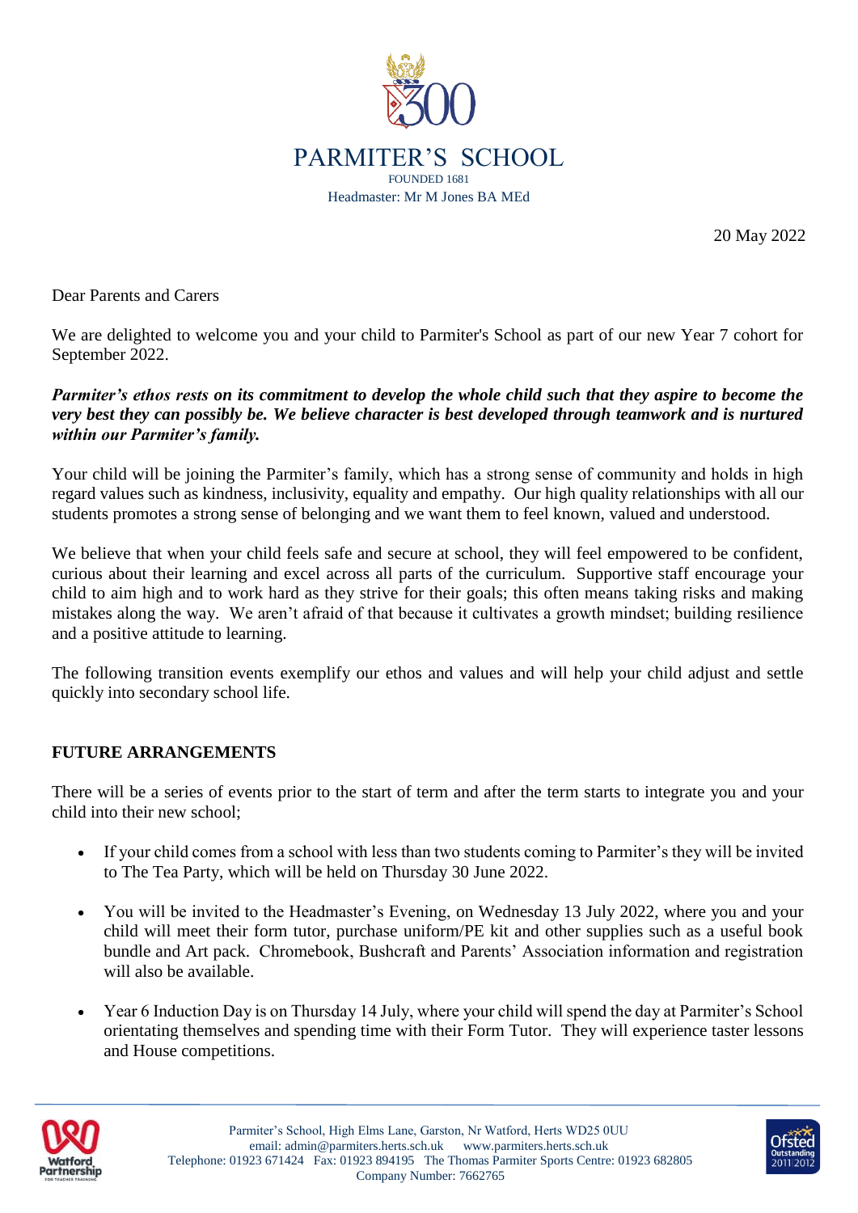# PARMITER'S SCHOOL

FOUNDED 1681

Headmaster: Mr M Jones BA MEd

20 May 2022

Dear Parents and Carers

We are delighted to welcome you and your child to Parmiter's School as part of our new Year 7 cohort for September 2022.

***Parmiter's ethos rests on its commitment to develop the whole child such that they aspire to become the very best they can possibly be. We believe character is best developed through teamwork and is nurtured within our Parmiter's family.***

Your child will be joining the Parmiter's family, which has a strong sense of community and holds in high regard values such as kindness, inclusivity, equality and empathy. Our high quality relationships with all our students promotes a strong sense of belonging and we want them to feel known, valued and understood.

We believe that when your child feels safe and secure at school, they will feel empowered to be confident, curious about their learning and excel across all parts of the curriculum. Supportive staff encourage your child to aim high and to work hard as they strive for their goals; this often means taking risks and making mistakes along the way. We aren't afraid of that because it cultivates a growth mindset; building resilience and a positive attitude to learning.

The following transition events exemplify our ethos and values and will help your child adjust and settle quickly into secondary school life.

**FUTURE ARRANGEMENTS**

There will be a series of events prior to the start of term and after the term starts to integrate you and your child into their new school;

- If your child comes from a school with less than two students coming to Parmiter's they will be invited to The Tea Party, which will be held on Thursday 30 June 2022.
- You will be invited to the Headmaster's Evening, on Wednesday 13 July 2022, where you and your child will meet their form tutor, purchase uniform/PE kit and other supplies such as a useful book bundle and Art pack. Chromebook, Bushcraft and Parents' Association information and registration will also be available.
- Year 6 Induction Day is on Thursday 14 July, where your child will spend the day at Parmiter's School orientating themselves and spending time with their Form Tutor. They will experience taster lessons and House competitions.

Parmiter's School, High Elms Lane, Garston, Nr Watford, Herts WD25 0UU
email: admin@parmiters.herts.sch.uk www.parmiters.herts.sch.uk
Telephone: 01923 671424 Fax: 01923 894195 The Thomas Parmiter Sports Centre: 01923 682805
Company Number: 7662765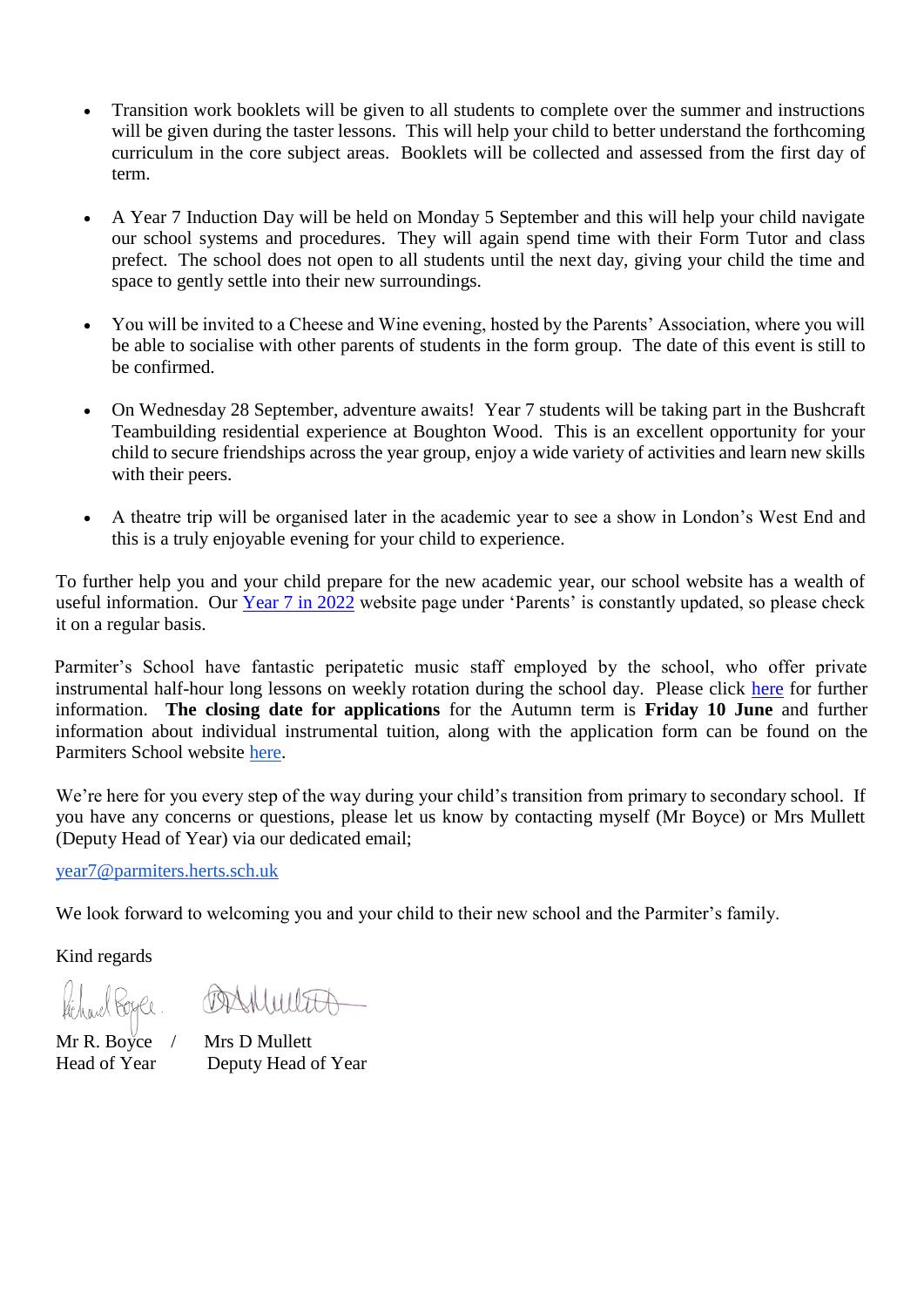- Transition work booklets will be given to all students to complete over the summer and instructions will be given during the taster lessons. This will help your child to better understand the forthcoming curriculum in the core subject areas. Booklets will be collected and assessed from the first day of term.

- A Year 7 Induction Day will be held on Monday 5 September and this will help your child navigate our school systems and procedures. They will again spend time with their Form Tutor and class prefect. The school does not open to all students until the next day, giving your child the time and space to gently settle into their new surroundings.

- You will be invited to a Cheese and Wine evening, hosted by the Parents' Association, where you will be able to socialise with other parents of students in the form group. The date of this event is still to be confirmed.

- On Wednesday 28 September, adventure awaits! Year 7 students will be taking part in the Bushcraft Teambuilding residential experience at Boughton Wood. This is an excellent opportunity for your child to secure friendships across the year group, enjoy a wide variety of activities and learn new skills with their peers.

- A theatre trip will be organised later in the academic year to see a show in London's West End and this is a truly enjoyable evening for your child to experience.

To further help you and your child prepare for the new academic year, our school website has a wealth of useful information. Our Year 7 in 2022 website page under 'Parents' is constantly updated, so please check it on a regular basis.

Parmiter's School have fantastic peripatetic music staff employed by the school, who offer private instrumental half-hour long lessons on weekly rotation during the school day. Please click here for further information. **The closing date for applications** for the Autumn term is **Friday 10 June** and further information about individual instrumental tuition, along with the application form can be found on the Parmiters School website here.

We're here for you every step of the way during your child's transition from primary to secondary school. If you have any concerns or questions, please let us know by contacting myself (Mr Boyce) or Mrs Mullett (Deputy Head of Year) via our dedicated email;

year7@parmiters.herts.sch.uk

We look forward to welcoming you and your child to their new school and the Parmiter's family.

Kind regards

Mr R. Boyce / Mrs D Mullett
Head of Year    Deputy Head of Year